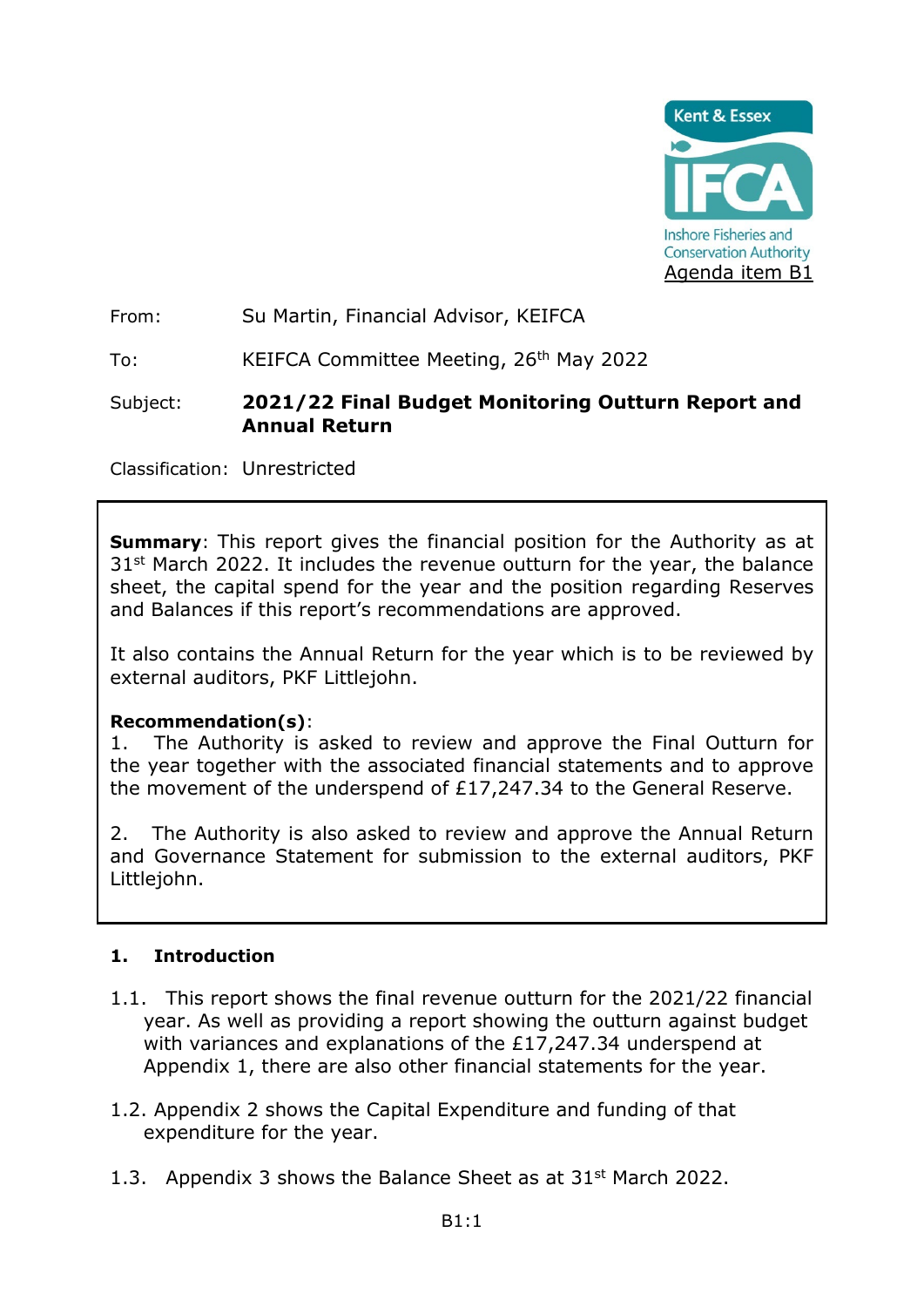Kent & Essex IFCA
Inshore Fisheries and Conservation Authority

Agenda item B1

From: Su Martin, Financial Advisor, KEIFCA

To: KEIFCA Committee Meeting, 26th May 2022

Subject: **2021/22 Final Budget Monitoring Outturn Report and Annual Return**

Classification: Unrestricted

**Summary**: This report gives the financial position for the Authority as at 31st March 2022. It includes the revenue outturn for the year, the balance sheet, the capital spend for the year and the position regarding Reserves and Balances if this report's recommendations are approved.

It also contains the Annual Return for the year which is to be reviewed by external auditors, PKF Littlejohn.

**Recommendation(s)**:

1. The Authority is asked to review and approve the Final Outturn for the year together with the associated financial statements and to approve the movement of the underspend of £17,247.34 to the General Reserve.

2. The Authority is also asked to review and approve the Annual Return and Governance Statement for submission to the external auditors, PKF Littlejohn.

## 1. Introduction

1.1. This report shows the final revenue outturn for the 2021/22 financial year. As well as providing a report showing the outturn against budget with variances and explanations of the £17,247.34 underspend at Appendix 1, there are also other financial statements for the year.

1.2. Appendix 2 shows the Capital Expenditure and funding of that expenditure for the year.

1.3. Appendix 3 shows the Balance Sheet as at 31st March 2022.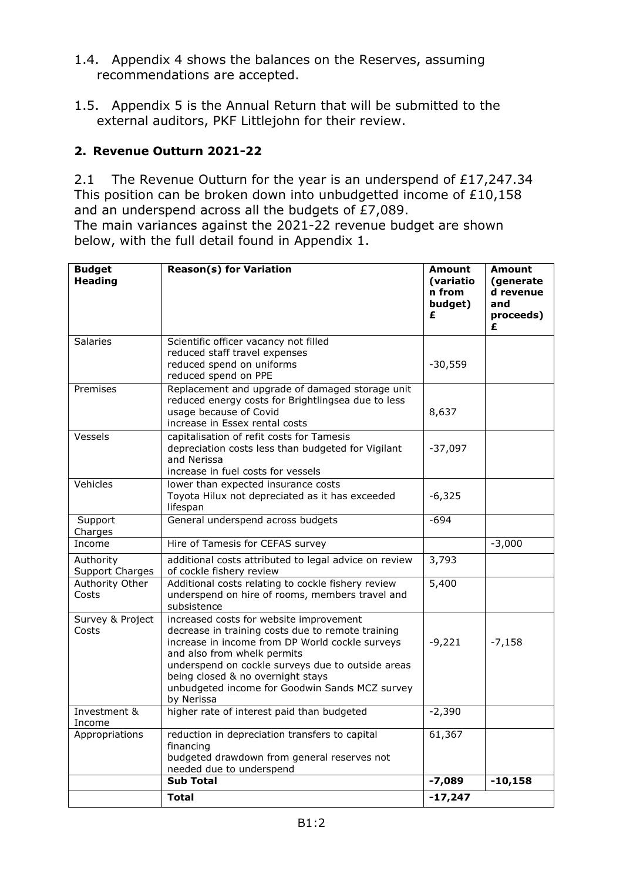1.4. Appendix 4 shows the balances on the Reserves, assuming recommendations are accepted.

1.5. Appendix 5 is the Annual Return that will be submitted to the external auditors, PKF Littlejohn for their review.

## 2. Revenue Outturn 2021-22

2.1 The Revenue Outturn for the year is an underspend of £17,247.34 This position can be broken down into unbudgetted income of £10,158 and an underspend across all the budgets of £7,089.

The main variances against the 2021-22 revenue budget are shown below, with the full detail found in Appendix 1.

| Budget Heading | Reason(s) for Variation | Amount (variation from budget) £ | Amount (generated revenue and proceeds) £ |
|---|---|---|---|
| Salaries | Scientific officer vacancy not filled<br>reduced staff travel expenses<br>reduced spend on uniforms<br>reduced spend on PPE | -30,559 | |
| Premises | Replacement and upgrade of damaged storage unit<br>reduced energy costs for Brightlingsea due to less usage because of Covid<br>increase in Essex rental costs | 8,637 | |
| Vessels | capitalisation of refit costs for Tamesis<br>depreciation costs less than budgeted for Vigilant and Nerissa<br>increase in fuel costs for vessels | -37,097 | |
| Vehicles | lower than expected insurance costs<br>Toyota Hilux not depreciated as it has exceeded lifespan | -6,325 | |
| Support Charges | General underspend across budgets | -694 | |
| Income | Hire of Tamesis for CEFAS survey | | -3,000 |
| Authority Support Charges | additional costs attributed to legal advice on review of cockle fishery review | 3,793 | |
| Authority Other Costs | Additional costs relating to cockle fishery review<br>underspend on hire of rooms, members travel and subsistence | 5,400 | |
| Survey & Project Costs | increased costs for website improvement<br>decrease in training costs due to remote training<br>increase in income from DP World cockle surveys and also from whelk permits<br>underspend on cockle surveys due to outside areas being closed & no overnight stays<br>unbudgeted income for Goodwin Sands MCZ survey by Nerissa | -9,221 | -7,158 |
| Investment & Income | higher rate of interest paid than budgeted | -2,390 | |
| Appropriations | reduction in depreciation transfers to capital financing<br>budgeted drawdown from general reserves not needed due to underspend | 61,367 | |
| | **Sub Total** | **-7,089** | **-10,158** |
| | **Total** | **-17,247** | |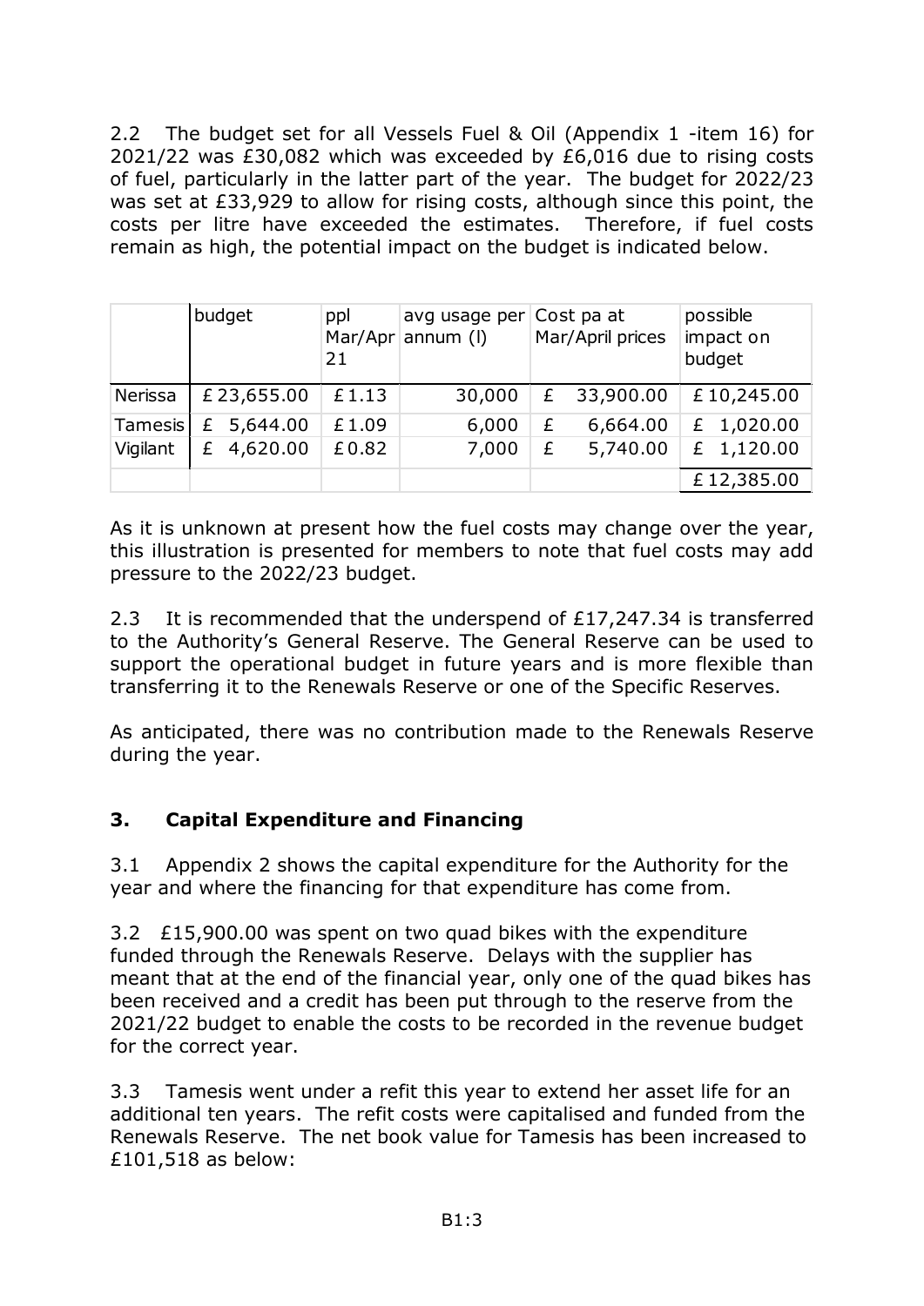2.2 The budget set for all Vessels Fuel & Oil (Appendix 1 -item 16) for 2021/22 was £30,082 which was exceeded by £6,016 due to rising costs of fuel, particularly in the latter part of the year. The budget for 2022/23 was set at £33,929 to allow for rising costs, although since this point, the costs per litre have exceeded the estimates. Therefore, if fuel costs remain as high, the potential impact on the budget is indicated below.

| | budget | ppl Mar/Apr 21 | avg usage per annum (l) | Cost pa at Mar/April prices | possible impact on budget |
|---|---|---|---|---|---|
| Nerissa | £ 23,655.00 | £ 1.13 | 30,000 | £ 33,900.00 | £ 10,245.00 |
| Tamesis | £ 5,644.00 | £ 1.09 | 6,000 | £ 6,664.00 | £ 1,020.00 |
| Vigilant | £ 4,620.00 | £ 0.82 | 7,000 | £ 5,740.00 | £ 1,120.00 |
| | | | | | £ 12,385.00 |

As it is unknown at present how the fuel costs may change over the year, this illustration is presented for members to note that fuel costs may add pressure to the 2022/23 budget.

2.3 It is recommended that the underspend of £17,247.34 is transferred to the Authority's General Reserve. The General Reserve can be used to support the operational budget in future years and is more flexible than transferring it to the Renewals Reserve or one of the Specific Reserves.

As anticipated, there was no contribution made to the Renewals Reserve during the year.

## 3. Capital Expenditure and Financing

3.1 Appendix 2 shows the capital expenditure for the Authority for the year and where the financing for that expenditure has come from.

3.2 £15,900.00 was spent on two quad bikes with the expenditure funded through the Renewals Reserve. Delays with the supplier has meant that at the end of the financial year, only one of the quad bikes has been received and a credit has been put through to the reserve from the 2021/22 budget to enable the costs to be recorded in the revenue budget for the correct year.

3.3 Tamesis went under a refit this year to extend her asset life for an additional ten years. The refit costs were capitalised and funded from the Renewals Reserve. The net book value for Tamesis has been increased to £101,518 as below: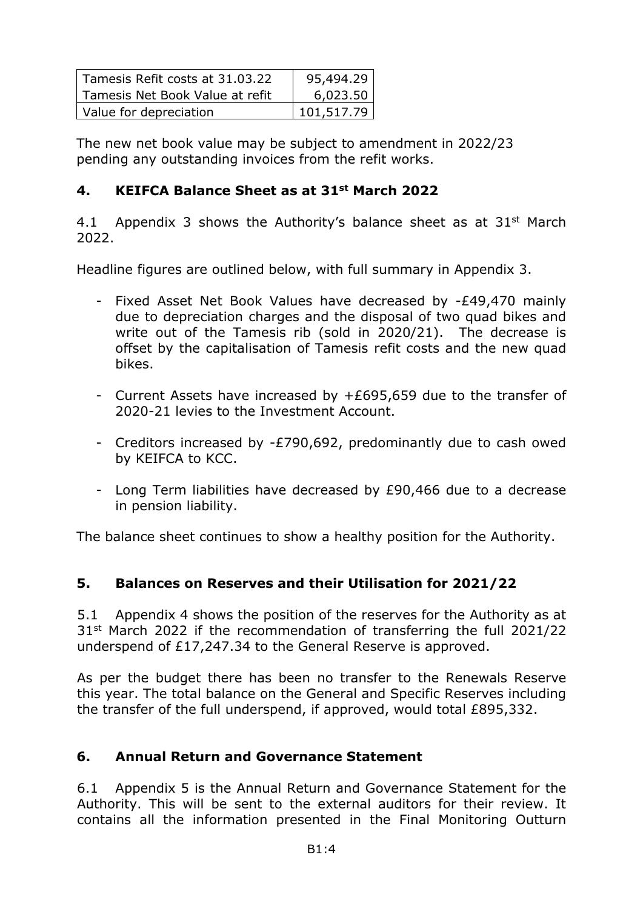| Tamesis Refit costs at 31.03.22 | 95,494.29 |
|---|---|
| Tamesis Net Book Value at refit | 6,023.50 |
| Value for depreciation | 101,517.79 |

The new net book value may be subject to amendment in 2022/23 pending any outstanding invoices from the refit works.

## 4. KEIFCA Balance Sheet as at 31st March 2022

4.1 Appendix 3 shows the Authority's balance sheet as at 31st March 2022.

Headline figures are outlined below, with full summary in Appendix 3.

- Fixed Asset Net Book Values have decreased by -£49,470 mainly due to depreciation charges and the disposal of two quad bikes and write out of the Tamesis rib (sold in 2020/21). The decrease is offset by the capitalisation of Tamesis refit costs and the new quad bikes.
- Current Assets have increased by +£695,659 due to the transfer of 2020-21 levies to the Investment Account.
- Creditors increased by -£790,692, predominantly due to cash owed by KEIFCA to KCC.
- Long Term liabilities have decreased by £90,466 due to a decrease in pension liability.

The balance sheet continues to show a healthy position for the Authority.

## 5. Balances on Reserves and their Utilisation for 2021/22

5.1 Appendix 4 shows the position of the reserves for the Authority as at 31st March 2022 if the recommendation of transferring the full 2021/22 underspend of £17,247.34 to the General Reserve is approved.

As per the budget there has been no transfer to the Renewals Reserve this year. The total balance on the General and Specific Reserves including the transfer of the full underspend, if approved, would total £895,332.

## 6. Annual Return and Governance Statement

6.1 Appendix 5 is the Annual Return and Governance Statement for the Authority. This will be sent to the external auditors for their review. It contains all the information presented in the Final Monitoring Outturn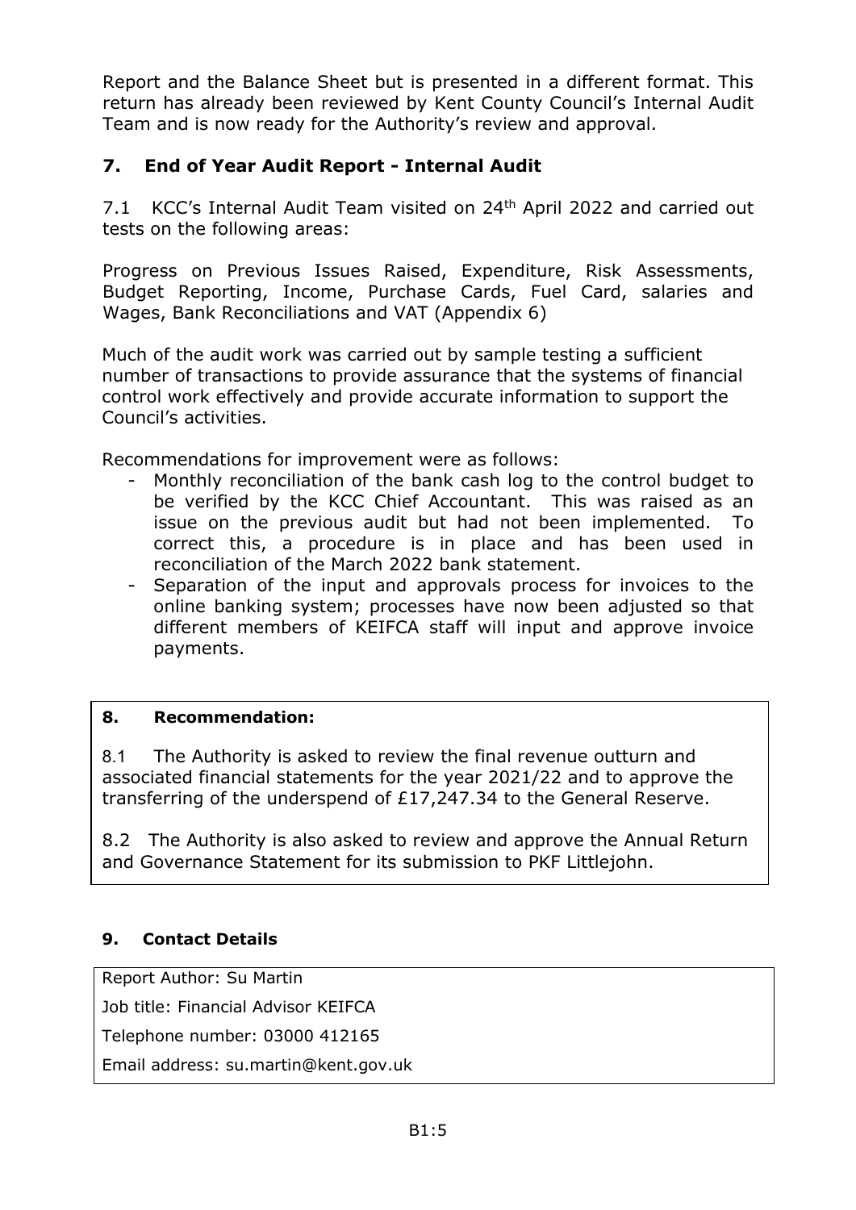Report and the Balance Sheet but is presented in a different format. This return has already been reviewed by Kent County Council's Internal Audit Team and is now ready for the Authority's review and approval.

## 7. End of Year Audit Report - Internal Audit

7.1 KCC's Internal Audit Team visited on 24th April 2022 and carried out tests on the following areas:

Progress on Previous Issues Raised, Expenditure, Risk Assessments, Budget Reporting, Income, Purchase Cards, Fuel Card, salaries and Wages, Bank Reconciliations and VAT (Appendix 6)

Much of the audit work was carried out by sample testing a sufficient number of transactions to provide assurance that the systems of financial control work effectively and provide accurate information to support the Council's activities.

Recommendations for improvement were as follows:

- Monthly reconciliation of the bank cash log to the control budget to be verified by the KCC Chief Accountant. This was raised as an issue on the previous audit but had not been implemented. To correct this, a procedure is in place and has been used in reconciliation of the March 2022 bank statement.
- Separation of the input and approvals process for invoices to the online banking system; processes have now been adjusted so that different members of KEIFCA staff will input and approve invoice payments.

## 8. Recommendation:

8.1 The Authority is asked to review the final revenue outturn and associated financial statements for the year 2021/22 and to approve the transferring of the underspend of £17,247.34 to the General Reserve.

8.2 The Authority is also asked to review and approve the Annual Return and Governance Statement for its submission to PKF Littlejohn.

## 9. Contact Details

Report Author: Su Martin

Job title: Financial Advisor KEIFCA

Telephone number: 03000 412165

Email address: su.martin@kent.gov.uk